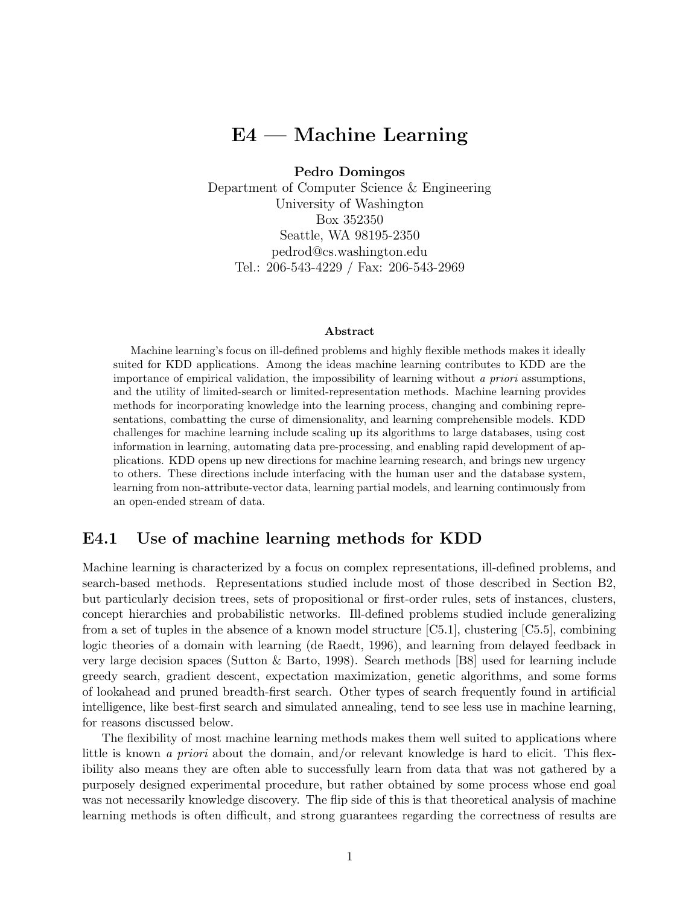# E4 — Machine Learning

**Pedro Domingos**
Department of Computer Science & Engineering
University of Washington
Box 352350
Seattle, WA 98195-2350
pedrod@cs.washington.edu
Tel.: 206-543-4229 / Fax: 206-543-2969

### Abstract

Machine learning's focus on ill-defined problems and highly flexible methods makes it ideally suited for KDD applications. Among the ideas machine learning contributes to KDD are the importance of empirical validation, the impossibility of learning without *a priori* assumptions, and the utility of limited-search or limited-representation methods. Machine learning provides methods for incorporating knowledge into the learning process, changing and combining representations, combatting the curse of dimensionality, and learning comprehensible models. KDD challenges for machine learning include scaling up its algorithms to large databases, using cost information in learning, automating data pre-processing, and enabling rapid development of applications. KDD opens up new directions for machine learning research, and brings new urgency to others. These directions include interfacing with the human user and the database system, learning from non-attribute-vector data, learning partial models, and learning continuously from an open-ended stream of data.

## E4.1 Use of machine learning methods for KDD

Machine learning is characterized by a focus on complex representations, ill-defined problems, and search-based methods. Representations studied include most of those described in Section B2, but particularly decision trees, sets of propositional or first-order rules, sets of instances, clusters, concept hierarchies and probabilistic networks. Ill-defined problems studied include generalizing from a set of tuples in the absence of a known model structure [C5.1], clustering [C5.5], combining logic theories of a domain with learning (de Raedt, 1996), and learning from delayed feedback in very large decision spaces (Sutton & Barto, 1998). Search methods [B8] used for learning include greedy search, gradient descent, expectation maximization, genetic algorithms, and some forms of lookahead and pruned breadth-first search. Other types of search frequently found in artificial intelligence, like best-first search and simulated annealing, tend to see less use in machine learning, for reasons discussed below.

The flexibility of most machine learning methods makes them well suited to applications where little is known *a priori* about the domain, and/or relevant knowledge is hard to elicit. This flexibility also means they are often able to successfully learn from data that was not gathered by a purposely designed experimental procedure, but rather obtained by some process whose end goal was not necessarily knowledge discovery. The flip side of this is that theoretical analysis of machine learning methods is often difficult, and strong guarantees regarding the correctness of results are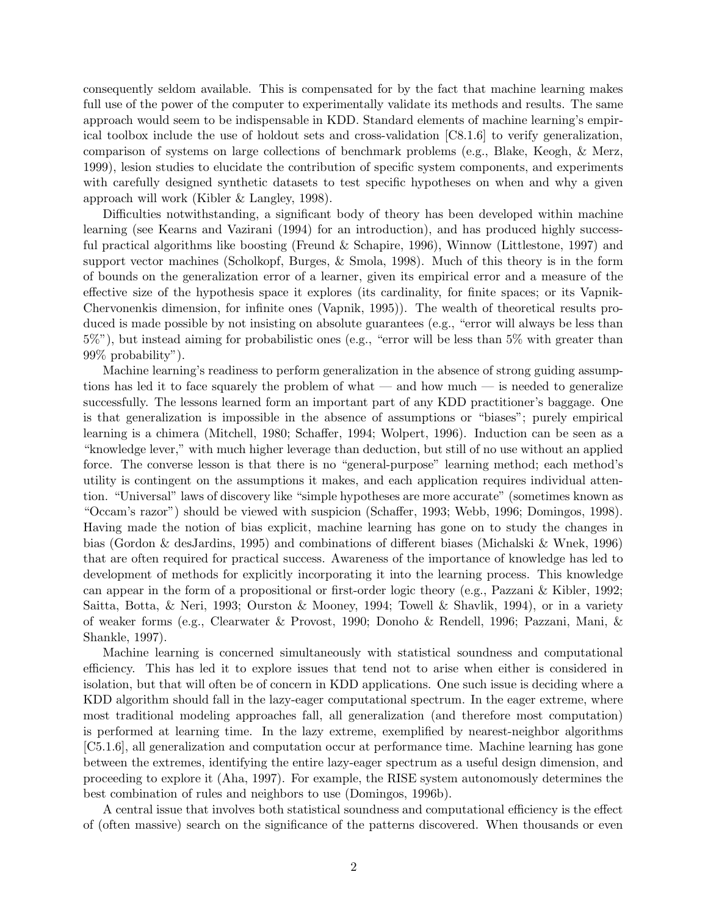consequently seldom available. This is compensated for by the fact that machine learning makes full use of the power of the computer to experimentally validate its methods and results. The same approach would seem to be indispensable in KDD. Standard elements of machine learning's empirical toolbox include the use of holdout sets and cross-validation [C8.1.6] to verify generalization, comparison of systems on large collections of benchmark problems (e.g., Blake, Keogh, & Merz, 1999), lesion studies to elucidate the contribution of specific system components, and experiments with carefully designed synthetic datasets to test specific hypotheses on when and why a given approach will work (Kibler & Langley, 1998).

Difficulties notwithstanding, a significant body of theory has been developed within machine learning (see Kearns and Vazirani (1994) for an introduction), and has produced highly successful practical algorithms like boosting (Freund & Schapire, 1996), Winnow (Littlestone, 1997) and support vector machines (Scholkopf, Burges, & Smola, 1998). Much of this theory is in the form of bounds on the generalization error of a learner, given its empirical error and a measure of the effective size of the hypothesis space it explores (its cardinality, for finite spaces; or its Vapnik-Chervonenkis dimension, for infinite ones (Vapnik, 1995)). The wealth of theoretical results produced is made possible by not insisting on absolute guarantees (e.g., "error will always be less than 5%"), but instead aiming for probabilistic ones (e.g., "error will be less than 5% with greater than 99% probability").

Machine learning's readiness to perform generalization in the absence of strong guiding assumptions has led it to face squarely the problem of what — and how much — is needed to generalize successfully. The lessons learned form an important part of any KDD practitioner's baggage. One is that generalization is impossible in the absence of assumptions or "biases"; purely empirical learning is a chimera (Mitchell, 1980; Schaffer, 1994; Wolpert, 1996). Induction can be seen as a "knowledge lever," with much higher leverage than deduction, but still of no use without an applied force. The converse lesson is that there is no "general-purpose" learning method; each method's utility is contingent on the assumptions it makes, and each application requires individual attention. "Universal" laws of discovery like "simple hypotheses are more accurate" (sometimes known as "Occam's razor") should be viewed with suspicion (Schaffer, 1993; Webb, 1996; Domingos, 1998). Having made the notion of bias explicit, machine learning has gone on to study the changes in bias (Gordon & desJardins, 1995) and combinations of different biases (Michalski & Wnek, 1996) that are often required for practical success. Awareness of the importance of knowledge has led to development of methods for explicitly incorporating it into the learning process. This knowledge can appear in the form of a propositional or first-order logic theory (e.g., Pazzani & Kibler, 1992; Saitta, Botta, & Neri, 1993; Ourston & Mooney, 1994; Towell & Shavlik, 1994), or in a variety of weaker forms (e.g., Clearwater & Provost, 1990; Donoho & Rendell, 1996; Pazzani, Mani, & Shankle, 1997).

Machine learning is concerned simultaneously with statistical soundness and computational efficiency. This has led it to explore issues that tend not to arise when either is considered in isolation, but that will often be of concern in KDD applications. One such issue is deciding where a KDD algorithm should fall in the lazy-eager computational spectrum. In the eager extreme, where most traditional modeling approaches fall, all generalization (and therefore most computation) is performed at learning time. In the lazy extreme, exemplified by nearest-neighbor algorithms [C5.1.6], all generalization and computation occur at performance time. Machine learning has gone between the extremes, identifying the entire lazy-eager spectrum as a useful design dimension, and proceeding to explore it (Aha, 1997). For example, the RISE system autonomously determines the best combination of rules and neighbors to use (Domingos, 1996b).

A central issue that involves both statistical soundness and computational efficiency is the effect of (often massive) search on the significance of the patterns discovered. When thousands or even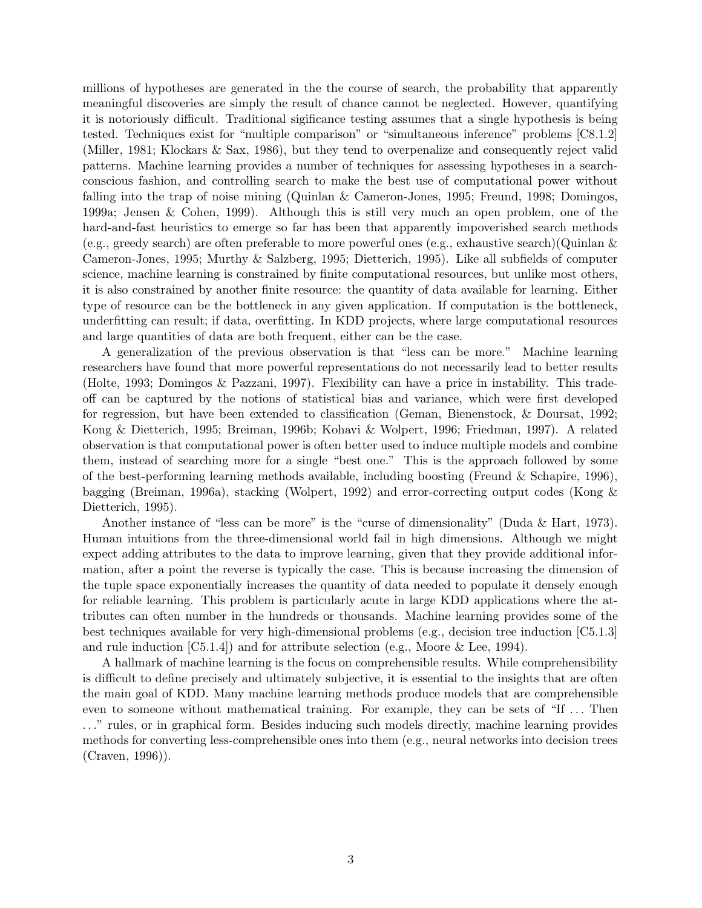millions of hypotheses are generated in the the course of search, the probability that apparently meaningful discoveries are simply the result of chance cannot be neglected. However, quantifying it is notoriously difficult. Traditional sigificance testing assumes that a single hypothesis is being tested. Techniques exist for "multiple comparison" or "simultaneous inference" problems [C8.1.2] (Miller, 1981; Klockars & Sax, 1986), but they tend to overpenalize and consequently reject valid patterns. Machine learning provides a number of techniques for assessing hypotheses in a search-conscious fashion, and controlling search to make the best use of computational power without falling into the trap of noise mining (Quinlan & Cameron-Jones, 1995; Freund, 1998; Domingos, 1999a; Jensen & Cohen, 1999). Although this is still very much an open problem, one of the hard-and-fast heuristics to emerge so far has been that apparently impoverished search methods (e.g., greedy search) are often preferable to more powerful ones (e.g., exhaustive search)(Quinlan & Cameron-Jones, 1995; Murthy & Salzberg, 1995; Dietterich, 1995). Like all subfields of computer science, machine learning is constrained by finite computational resources, but unlike most others, it is also constrained by another finite resource: the quantity of data available for learning. Either type of resource can be the bottleneck in any given application. If computation is the bottleneck, underfitting can result; if data, overfitting. In KDD projects, where large computational resources and large quantities of data are both frequent, either can be the case.

A generalization of the previous observation is that "less can be more." Machine learning researchers have found that more powerful representations do not necessarily lead to better results (Holte, 1993; Domingos & Pazzani, 1997). Flexibility can have a price in instability. This trade-off can be captured by the notions of statistical bias and variance, which were first developed for regression, but have been extended to classification (Geman, Bienenstock, & Doursat, 1992; Kong & Dietterich, 1995; Breiman, 1996b; Kohavi & Wolpert, 1996; Friedman, 1997). A related observation is that computational power is often better used to induce multiple models and combine them, instead of searching more for a single "best one." This is the approach followed by some of the best-performing learning methods available, including boosting (Freund & Schapire, 1996), bagging (Breiman, 1996a), stacking (Wolpert, 1992) and error-correcting output codes (Kong & Dietterich, 1995).

Another instance of "less can be more" is the "curse of dimensionality" (Duda & Hart, 1973). Human intuitions from the three-dimensional world fail in high dimensions. Although we might expect adding attributes to the data to improve learning, given that they provide additional information, after a point the reverse is typically the case. This is because increasing the dimension of the tuple space exponentially increases the quantity of data needed to populate it densely enough for reliable learning. This problem is particularly acute in large KDD applications where the attributes can often number in the hundreds or thousands. Machine learning provides some of the best techniques available for very high-dimensional problems (e.g., decision tree induction [C5.1.3] and rule induction [C5.1.4]) and for attribute selection (e.g., Moore & Lee, 1994).

A hallmark of machine learning is the focus on comprehensible results. While comprehensibility is difficult to define precisely and ultimately subjective, it is essential to the insights that are often the main goal of KDD. Many machine learning methods produce models that are comprehensible even to someone without mathematical training. For example, they can be sets of "If ... Then ..." rules, or in graphical form. Besides inducing such models directly, machine learning provides methods for converting less-comprehensible ones into them (e.g., neural networks into decision trees (Craven, 1996)).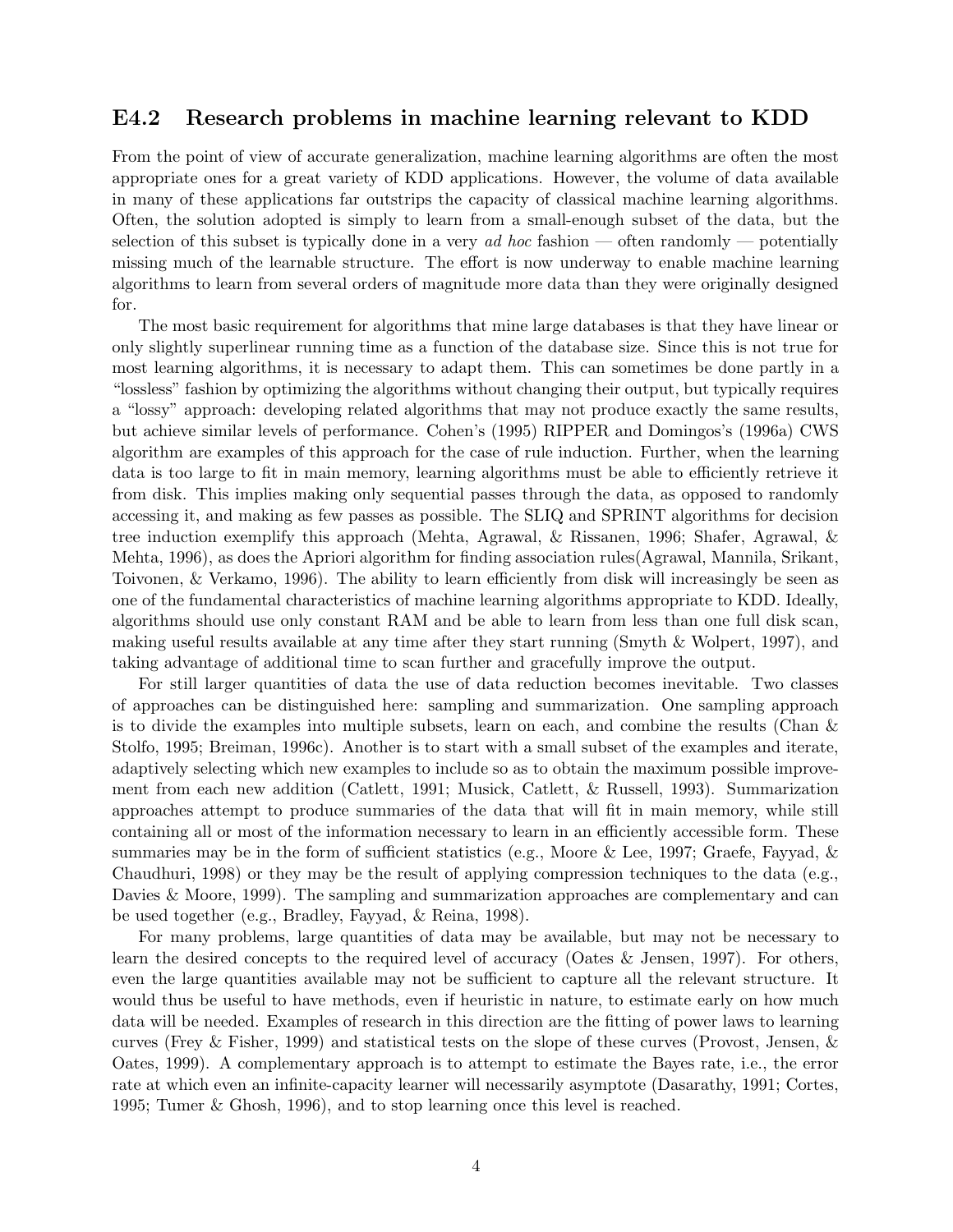## E4.2 Research problems in machine learning relevant to KDD

From the point of view of accurate generalization, machine learning algorithms are often the most appropriate ones for a great variety of KDD applications. However, the volume of data available in many of these applications far outstrips the capacity of classical machine learning algorithms. Often, the solution adopted is simply to learn from a small-enough subset of the data, but the selection of this subset is typically done in a very *ad hoc* fashion — often randomly — potentially missing much of the learnable structure. The effort is now underway to enable machine learning algorithms to learn from several orders of magnitude more data than they were originally designed for.

The most basic requirement for algorithms that mine large databases is that they have linear or only slightly superlinear running time as a function of the database size. Since this is not true for most learning algorithms, it is necessary to adapt them. This can sometimes be done partly in a "lossless" fashion by optimizing the algorithms without changing their output, but typically requires a "lossy" approach: developing related algorithms that may not produce exactly the same results, but achieve similar levels of performance. Cohen's (1995) RIPPER and Domingos's (1996a) CWS algorithm are examples of this approach for the case of rule induction. Further, when the learning data is too large to fit in main memory, learning algorithms must be able to efficiently retrieve it from disk. This implies making only sequential passes through the data, as opposed to randomly accessing it, and making as few passes as possible. The SLIQ and SPRINT algorithms for decision tree induction exemplify this approach (Mehta, Agrawal, & Rissanen, 1996; Shafer, Agrawal, & Mehta, 1996), as does the Apriori algorithm for finding association rules(Agrawal, Mannila, Srikant, Toivonen, & Verkamo, 1996). The ability to learn efficiently from disk will increasingly be seen as one of the fundamental characteristics of machine learning algorithms appropriate to KDD. Ideally, algorithms should use only constant RAM and be able to learn from less than one full disk scan, making useful results available at any time after they start running (Smyth & Wolpert, 1997), and taking advantage of additional time to scan further and gracefully improve the output.

For still larger quantities of data the use of data reduction becomes inevitable. Two classes of approaches can be distinguished here: sampling and summarization. One sampling approach is to divide the examples into multiple subsets, learn on each, and combine the results (Chan & Stolfo, 1995; Breiman, 1996c). Another is to start with a small subset of the examples and iterate, adaptively selecting which new examples to include so as to obtain the maximum possible improvement from each new addition (Catlett, 1991; Musick, Catlett, & Russell, 1993). Summarization approaches attempt to produce summaries of the data that will fit in main memory, while still containing all or most of the information necessary to learn in an efficiently accessible form. These summaries may be in the form of sufficient statistics (e.g., Moore & Lee, 1997; Graefe, Fayyad, & Chaudhuri, 1998) or they may be the result of applying compression techniques to the data (e.g., Davies & Moore, 1999). The sampling and summarization approaches are complementary and can be used together (e.g., Bradley, Fayyad, & Reina, 1998).

For many problems, large quantities of data may be available, but may not be necessary to learn the desired concepts to the required level of accuracy (Oates & Jensen, 1997). For others, even the large quantities available may not be sufficient to capture all the relevant structure. It would thus be useful to have methods, even if heuristic in nature, to estimate early on how much data will be needed. Examples of research in this direction are the fitting of power laws to learning curves (Frey & Fisher, 1999) and statistical tests on the slope of these curves (Provost, Jensen, & Oates, 1999). A complementary approach is to attempt to estimate the Bayes rate, i.e., the error rate at which even an infinite-capacity learner will necessarily asymptote (Dasarathy, 1991; Cortes, 1995; Tumer & Ghosh, 1996), and to stop learning once this level is reached.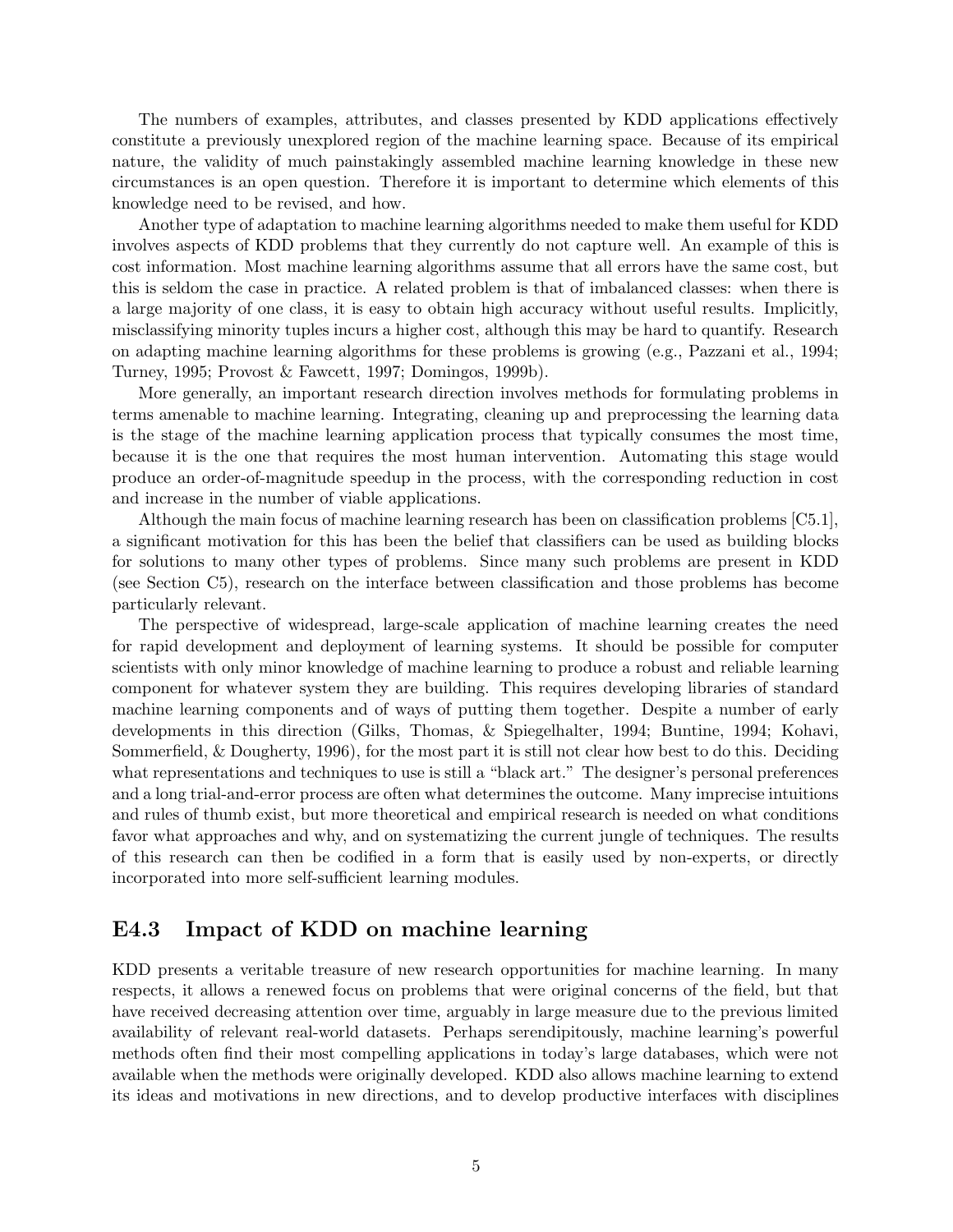The numbers of examples, attributes, and classes presented by KDD applications effectively constitute a previously unexplored region of the machine learning space. Because of its empirical nature, the validity of much painstakingly assembled machine learning knowledge in these new circumstances is an open question. Therefore it is important to determine which elements of this knowledge need to be revised, and how.

Another type of adaptation to machine learning algorithms needed to make them useful for KDD involves aspects of KDD problems that they currently do not capture well. An example of this is cost information. Most machine learning algorithms assume that all errors have the same cost, but this is seldom the case in practice. A related problem is that of imbalanced classes: when there is a large majority of one class, it is easy to obtain high accuracy without useful results. Implicitly, misclassifying minority tuples incurs a higher cost, although this may be hard to quantify. Research on adapting machine learning algorithms for these problems is growing (e.g., Pazzani et al., 1994; Turney, 1995; Provost & Fawcett, 1997; Domingos, 1999b).

More generally, an important research direction involves methods for formulating problems in terms amenable to machine learning. Integrating, cleaning up and preprocessing the learning data is the stage of the machine learning application process that typically consumes the most time, because it is the one that requires the most human intervention. Automating this stage would produce an order-of-magnitude speedup in the process, with the corresponding reduction in cost and increase in the number of viable applications.

Although the main focus of machine learning research has been on classification problems [C5.1], a significant motivation for this has been the belief that classifiers can be used as building blocks for solutions to many other types of problems. Since many such problems are present in KDD (see Section C5), research on the interface between classification and those problems has become particularly relevant.

The perspective of widespread, large-scale application of machine learning creates the need for rapid development and deployment of learning systems. It should be possible for computer scientists with only minor knowledge of machine learning to produce a robust and reliable learning component for whatever system they are building. This requires developing libraries of standard machine learning components and of ways of putting them together. Despite a number of early developments in this direction (Gilks, Thomas, & Spiegelhalter, 1994; Buntine, 1994; Kohavi, Sommerfield, & Dougherty, 1996), for the most part it is still not clear how best to do this. Deciding what representations and techniques to use is still a "black art." The designer's personal preferences and a long trial-and-error process are often what determines the outcome. Many imprecise intuitions and rules of thumb exist, but more theoretical and empirical research is needed on what conditions favor what approaches and why, and on systematizing the current jungle of techniques. The results of this research can then be codified in a form that is easily used by non-experts, or directly incorporated into more self-sufficient learning modules.

## E4.3 Impact of KDD on machine learning

KDD presents a veritable treasure of new research opportunities for machine learning. In many respects, it allows a renewed focus on problems that were original concerns of the field, but that have received decreasing attention over time, arguably in large measure due to the previous limited availability of relevant real-world datasets. Perhaps serendipitously, machine learning's powerful methods often find their most compelling applications in today's large databases, which were not available when the methods were originally developed. KDD also allows machine learning to extend its ideas and motivations in new directions, and to develop productive interfaces with disciplines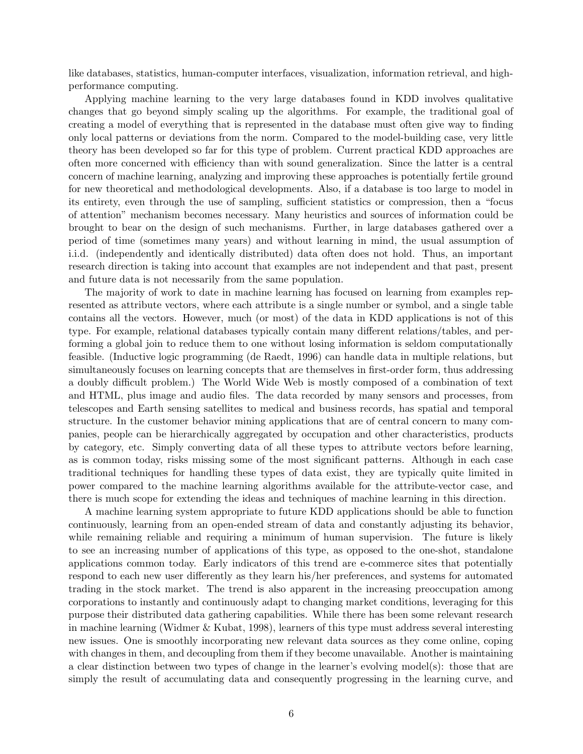like databases, statistics, human-computer interfaces, visualization, information retrieval, and high-performance computing.

Applying machine learning to the very large databases found in KDD involves qualitative changes that go beyond simply scaling up the algorithms. For example, the traditional goal of creating a model of everything that is represented in the database must often give way to finding only local patterns or deviations from the norm. Compared to the model-building case, very little theory has been developed so far for this type of problem. Current practical KDD approaches are often more concerned with efficiency than with sound generalization. Since the latter is a central concern of machine learning, analyzing and improving these approaches is potentially fertile ground for new theoretical and methodological developments. Also, if a database is too large to model in its entirety, even through the use of sampling, sufficient statistics or compression, then a "focus of attention" mechanism becomes necessary. Many heuristics and sources of information could be brought to bear on the design of such mechanisms. Further, in large databases gathered over a period of time (sometimes many years) and without learning in mind, the usual assumption of i.i.d. (independently and identically distributed) data often does not hold. Thus, an important research direction is taking into account that examples are not independent and that past, present and future data is not necessarily from the same population.

The majority of work to date in machine learning has focused on learning from examples represented as attribute vectors, where each attribute is a single number or symbol, and a single table contains all the vectors. However, much (or most) of the data in KDD applications is not of this type. For example, relational databases typically contain many different relations/tables, and performing a global join to reduce them to one without losing information is seldom computationally feasible. (Inductive logic programming (de Raedt, 1996) can handle data in multiple relations, but simultaneously focuses on learning concepts that are themselves in first-order form, thus addressing a doubly difficult problem.) The World Wide Web is mostly composed of a combination of text and HTML, plus image and audio files. The data recorded by many sensors and processes, from telescopes and Earth sensing satellites to medical and business records, has spatial and temporal structure. In the customer behavior mining applications that are of central concern to many companies, people can be hierarchically aggregated by occupation and other characteristics, products by category, etc. Simply converting data of all these types to attribute vectors before learning, as is common today, risks missing some of the most significant patterns. Although in each case traditional techniques for handling these types of data exist, they are typically quite limited in power compared to the machine learning algorithms available for the attribute-vector case, and there is much scope for extending the ideas and techniques of machine learning in this direction.

A machine learning system appropriate to future KDD applications should be able to function continuously, learning from an open-ended stream of data and constantly adjusting its behavior, while remaining reliable and requiring a minimum of human supervision. The future is likely to see an increasing number of applications of this type, as opposed to the one-shot, standalone applications common today. Early indicators of this trend are e-commerce sites that potentially respond to each new user differently as they learn his/her preferences, and systems for automated trading in the stock market. The trend is also apparent in the increasing preoccupation among corporations to instantly and continuously adapt to changing market conditions, leveraging for this purpose their distributed data gathering capabilities. While there has been some relevant research in machine learning (Widmer & Kubat, 1998), learners of this type must address several interesting new issues. One is smoothly incorporating new relevant data sources as they come online, coping with changes in them, and decoupling from them if they become unavailable. Another is maintaining a clear distinction between two types of change in the learner's evolving model(s): those that are simply the result of accumulating data and consequently progressing in the learning curve, and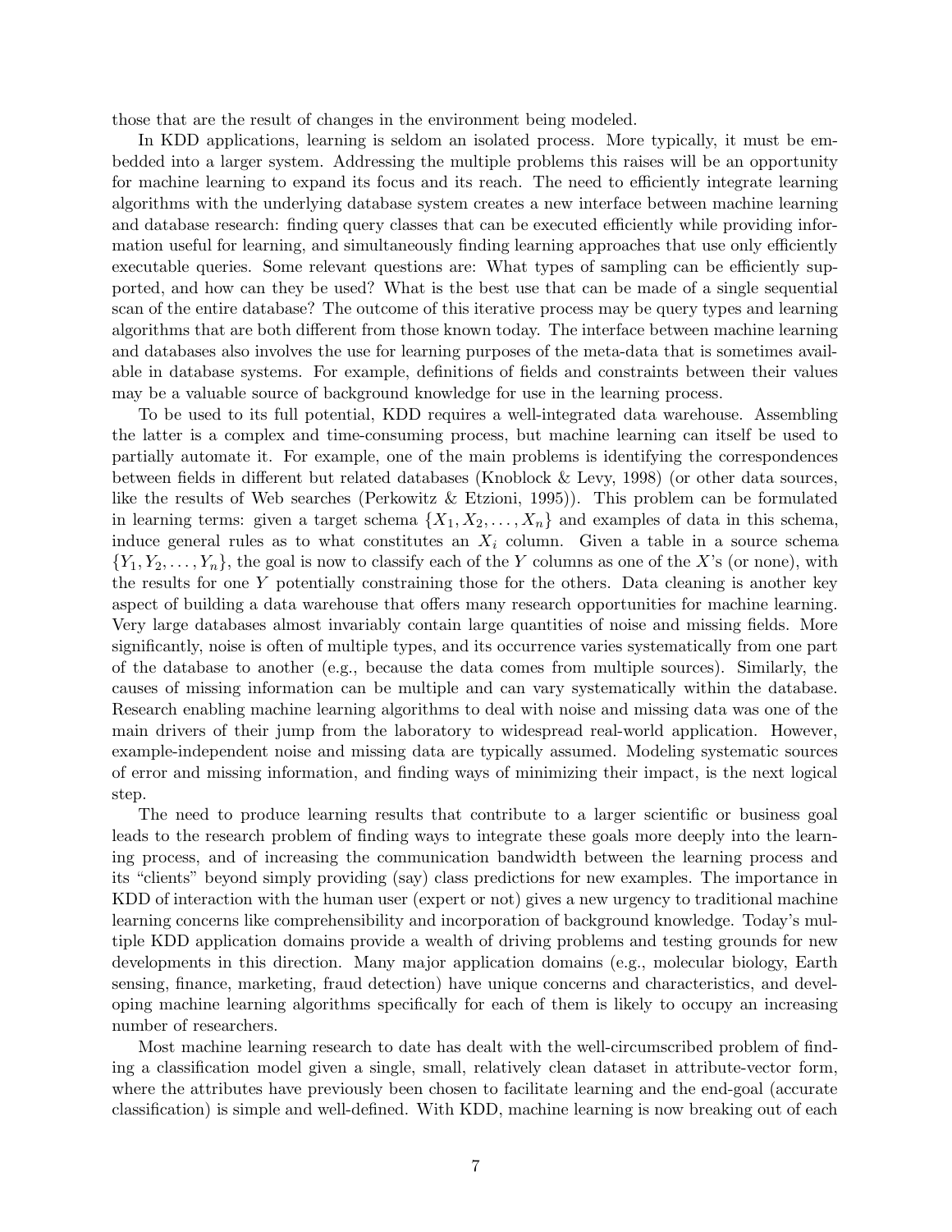those that are the result of changes in the environment being modeled.

In KDD applications, learning is seldom an isolated process. More typically, it must be embedded into a larger system. Addressing the multiple problems this raises will be an opportunity for machine learning to expand its focus and its reach. The need to efficiently integrate learning algorithms with the underlying database system creates a new interface between machine learning and database research: finding query classes that can be executed efficiently while providing information useful for learning, and simultaneously finding learning approaches that use only efficiently executable queries. Some relevant questions are: What types of sampling can be efficiently supported, and how can they be used? What is the best use that can be made of a single sequential scan of the entire database? The outcome of this iterative process may be query types and learning algorithms that are both different from those known today. The interface between machine learning and databases also involves the use for learning purposes of the meta-data that is sometimes available in database systems. For example, definitions of fields and constraints between their values may be a valuable source of background knowledge for use in the learning process.

To be used to its full potential, KDD requires a well-integrated data warehouse. Assembling the latter is a complex and time-consuming process, but machine learning can itself be used to partially automate it. For example, one of the main problems is identifying the correspondences between fields in different but related databases (Knoblock & Levy, 1998) (or other data sources, like the results of Web searches (Perkowitz & Etzioni, 1995)). This problem can be formulated in learning terms: given a target schema $\{X_1, X_2, \ldots, X_n\}$ and examples of data in this schema, induce general rules as to what constitutes an $X_i$ column. Given a table in a source schema $\{Y_1, Y_2, \ldots, Y_n\}$, the goal is now to classify each of the $Y$ columns as one of the $X$'s (or none), with the results for one $Y$ potentially constraining those for the others. Data cleaning is another key aspect of building a data warehouse that offers many research opportunities for machine learning. Very large databases almost invariably contain large quantities of noise and missing fields. More significantly, noise is often of multiple types, and its occurrence varies systematically from one part of the database to another (e.g., because the data comes from multiple sources). Similarly, the causes of missing information can be multiple and can vary systematically within the database. Research enabling machine learning algorithms to deal with noise and missing data was one of the main drivers of their jump from the laboratory to widespread real-world application. However, example-independent noise and missing data are typically assumed. Modeling systematic sources of error and missing information, and finding ways of minimizing their impact, is the next logical step.

The need to produce learning results that contribute to a larger scientific or business goal leads to the research problem of finding ways to integrate these goals more deeply into the learning process, and of increasing the communication bandwidth between the learning process and its "clients" beyond simply providing (say) class predictions for new examples. The importance in KDD of interaction with the human user (expert or not) gives a new urgency to traditional machine learning concerns like comprehensibility and incorporation of background knowledge. Today's multiple KDD application domains provide a wealth of driving problems and testing grounds for new developments in this direction. Many major application domains (e.g., molecular biology, Earth sensing, finance, marketing, fraud detection) have unique concerns and characteristics, and developing machine learning algorithms specifically for each of them is likely to occupy an increasing number of researchers.

Most machine learning research to date has dealt with the well-circumscribed problem of finding a classification model given a single, small, relatively clean dataset in attribute-vector form, where the attributes have previously been chosen to facilitate learning and the end-goal (accurate classification) is simple and well-defined. With KDD, machine learning is now breaking out of each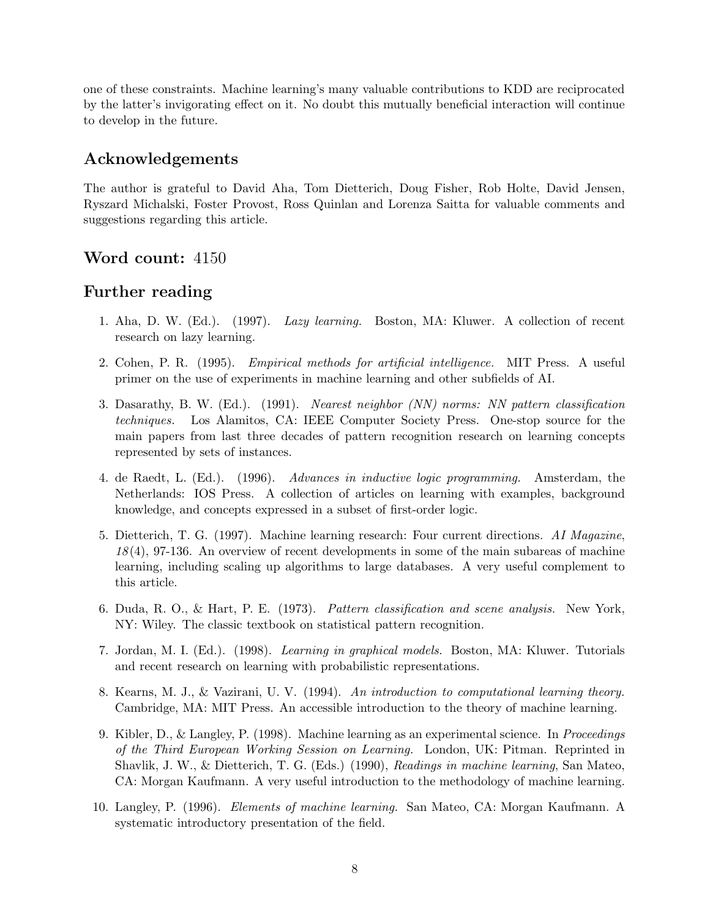one of these constraints. Machine learning's many valuable contributions to KDD are reciprocated by the latter's invigorating effect on it. No doubt this mutually beneficial interaction will continue to develop in the future.

## Acknowledgements

The author is grateful to David Aha, Tom Dietterich, Doug Fisher, Rob Holte, David Jensen, Ryszard Michalski, Foster Provost, Ross Quinlan and Lorenza Saitta for valuable comments and suggestions regarding this article.

## Word count: 4150

## Further reading

1. Aha, D. W. (Ed.). (1997). *Lazy learning.* Boston, MA: Kluwer. A collection of recent research on lazy learning.
2. Cohen, P. R. (1995). *Empirical methods for artificial intelligence.* MIT Press. A useful primer on the use of experiments in machine learning and other subfields of AI.
3. Dasarathy, B. W. (Ed.). (1991). *Nearest neighbor (NN) norms: NN pattern classification techniques.* Los Alamitos, CA: IEEE Computer Society Press. One-stop source for the main papers from last three decades of pattern recognition research on learning concepts represented by sets of instances.
4. de Raedt, L. (Ed.). (1996). *Advances in inductive logic programming.* Amsterdam, the Netherlands: IOS Press. A collection of articles on learning with examples, background knowledge, and concepts expressed in a subset of first-order logic.
5. Dietterich, T. G. (1997). Machine learning research: Four current directions. *AI Magazine*, *18*(4), 97-136. An overview of recent developments in some of the main subareas of machine learning, including scaling up algorithms to large databases. A very useful complement to this article.
6. Duda, R. O., & Hart, P. E. (1973). *Pattern classification and scene analysis.* New York, NY: Wiley. The classic textbook on statistical pattern recognition.
7. Jordan, M. I. (Ed.). (1998). *Learning in graphical models.* Boston, MA: Kluwer. Tutorials and recent research on learning with probabilistic representations.
8. Kearns, M. J., & Vazirani, U. V. (1994). *An introduction to computational learning theory.* Cambridge, MA: MIT Press. An accessible introduction to the theory of machine learning.
9. Kibler, D., & Langley, P. (1998). Machine learning as an experimental science. In *Proceedings of the Third European Working Session on Learning.* London, UK: Pitman. Reprinted in Shavlik, J. W., & Dietterich, T. G. (Eds.) (1990), *Readings in machine learning*, San Mateo, CA: Morgan Kaufmann. A very useful introduction to the methodology of machine learning.
10. Langley, P. (1996). *Elements of machine learning.* San Mateo, CA: Morgan Kaufmann. A systematic introductory presentation of the field.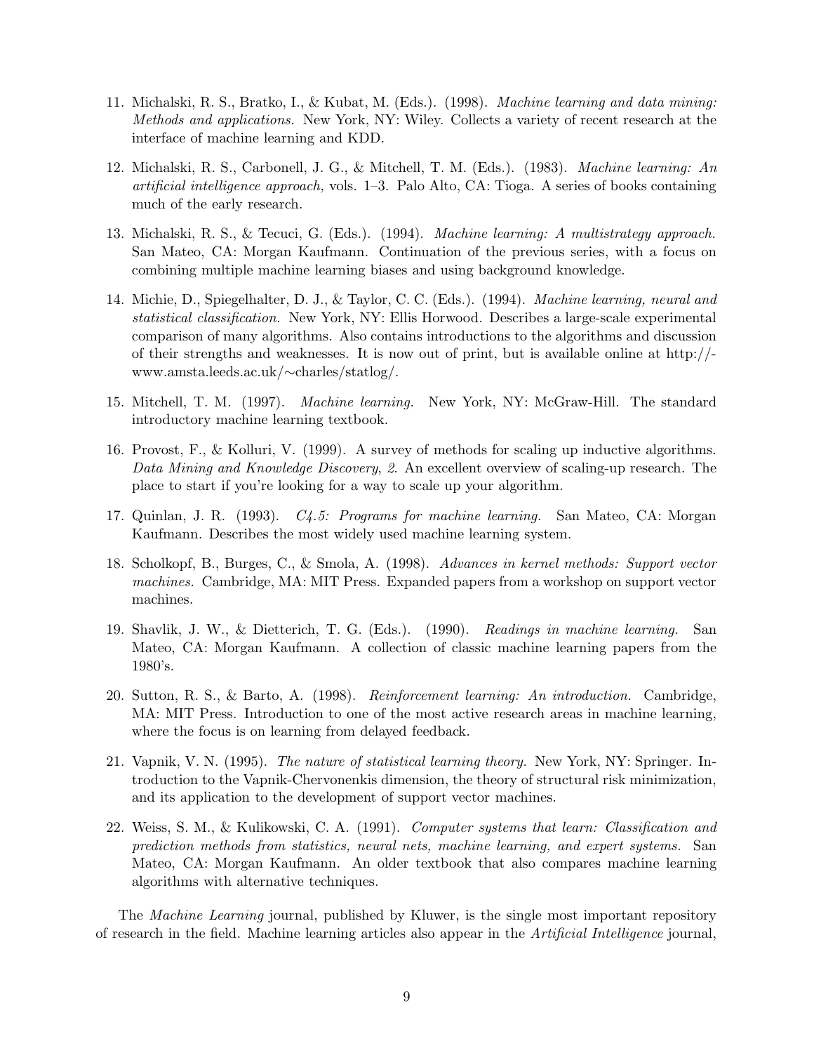11. Michalski, R. S., Bratko, I., & Kubat, M. (Eds.). (1998). *Machine learning and data mining: Methods and applications.* New York, NY: Wiley. Collects a variety of recent research at the interface of machine learning and KDD.

12. Michalski, R. S., Carbonell, J. G., & Mitchell, T. M. (Eds.). (1983). *Machine learning: An artificial intelligence approach,* vols. 1–3. Palo Alto, CA: Tioga. A series of books containing much of the early research.

13. Michalski, R. S., & Tecuci, G. (Eds.). (1994). *Machine learning: A multistrategy approach.* San Mateo, CA: Morgan Kaufmann. Continuation of the previous series, with a focus on combining multiple machine learning biases and using background knowledge.

14. Michie, D., Spiegelhalter, D. J., & Taylor, C. C. (Eds.). (1994). *Machine learning, neural and statistical classification.* New York, NY: Ellis Horwood. Describes a large-scale experimental comparison of many algorithms. Also contains introductions to the algorithms and discussion of their strengths and weaknesses. It is now out of print, but is available online at http://www.amsta.leeds.ac.uk/∼charles/statlog/.

15. Mitchell, T. M. (1997). *Machine learning.* New York, NY: McGraw-Hill. The standard introductory machine learning textbook.

16. Provost, F., & Kolluri, V. (1999). A survey of methods for scaling up inductive algorithms. *Data Mining and Knowledge Discovery*, *2*. An excellent overview of scaling-up research. The place to start if you're looking for a way to scale up your algorithm.

17. Quinlan, J. R. (1993). *C4.5: Programs for machine learning.* San Mateo, CA: Morgan Kaufmann. Describes the most widely used machine learning system.

18. Scholkopf, B., Burges, C., & Smola, A. (1998). *Advances in kernel methods: Support vector machines.* Cambridge, MA: MIT Press. Expanded papers from a workshop on support vector machines.

19. Shavlik, J. W., & Dietterich, T. G. (Eds.). (1990). *Readings in machine learning.* San Mateo, CA: Morgan Kaufmann. A collection of classic machine learning papers from the 1980's.

20. Sutton, R. S., & Barto, A. (1998). *Reinforcement learning: An introduction.* Cambridge, MA: MIT Press. Introduction to one of the most active research areas in machine learning, where the focus is on learning from delayed feedback.

21. Vapnik, V. N. (1995). *The nature of statistical learning theory.* New York, NY: Springer. Introduction to the Vapnik-Chervonenkis dimension, the theory of structural risk minimization, and its application to the development of support vector machines.

22. Weiss, S. M., & Kulikowski, C. A. (1991). *Computer systems that learn: Classification and prediction methods from statistics, neural nets, machine learning, and expert systems.* San Mateo, CA: Morgan Kaufmann. An older textbook that also compares machine learning algorithms with alternative techniques.

The *Machine Learning* journal, published by Kluwer, is the single most important repository of research in the field. Machine learning articles also appear in the *Artificial Intelligence* journal,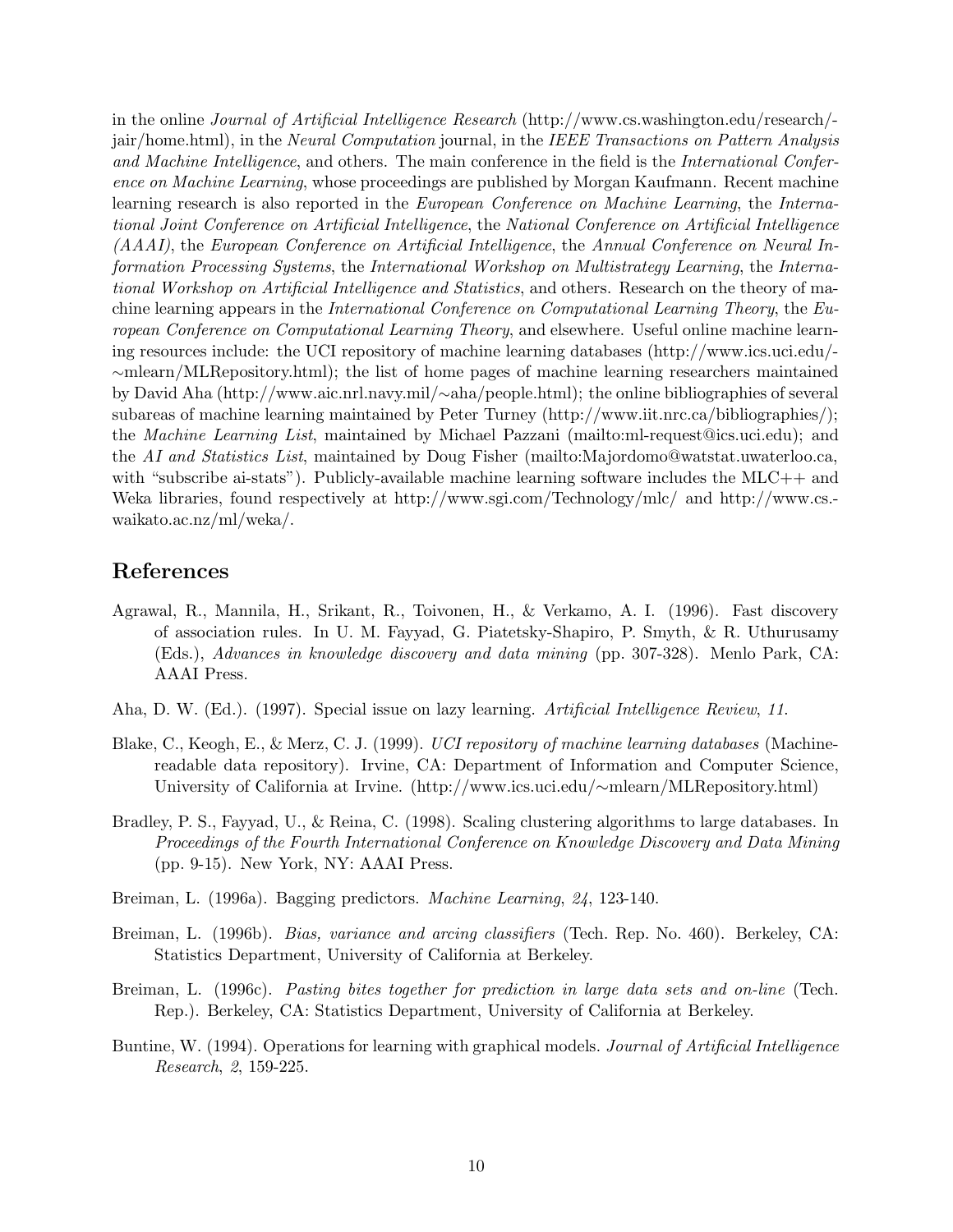in the online *Journal of Artificial Intelligence Research* (http://www.cs.washington.edu/research/-jair/home.html), in the *Neural Computation* journal, in the *IEEE Transactions on Pattern Analysis and Machine Intelligence*, and others. The main conference in the field is the *International Conference on Machine Learning*, whose proceedings are published by Morgan Kaufmann. Recent machine learning research is also reported in the *European Conference on Machine Learning*, the *International Joint Conference on Artificial Intelligence*, the *National Conference on Artificial Intelligence (AAAI)*, the *European Conference on Artificial Intelligence*, the *Annual Conference on Neural Information Processing Systems*, the *International Workshop on Multistrategy Learning*, the *International Workshop on Artificial Intelligence and Statistics*, and others. Research on the theory of machine learning appears in the *International Conference on Computational Learning Theory*, the *European Conference on Computational Learning Theory*, and elsewhere. Useful online machine learning resources include: the UCI repository of machine learning databases (http://www.ics.uci.edu/-∼mlearn/MLRepository.html); the list of home pages of machine learning researchers maintained by David Aha (http://www.aic.nrl.navy.mil/∼aha/people.html); the online bibliographies of several subareas of machine learning maintained by Peter Turney (http://www.iit.nrc.ca/bibliographies/); the *Machine Learning List*, maintained by Michael Pazzani (mailto:ml-request@ics.uci.edu); and the *AI and Statistics List*, maintained by Doug Fisher (mailto:Majordomo@watstat.uwaterloo.ca, with "subscribe ai-stats"). Publicly-available machine learning software includes the MLC++ and Weka libraries, found respectively at http://www.sgi.com/Technology/mlc/ and http://www.cs.-waikato.ac.nz/ml/weka/.

## References

Agrawal, R., Mannila, H., Srikant, R., Toivonen, H., & Verkamo, A. I. (1996). Fast discovery of association rules. In U. M. Fayyad, G. Piatetsky-Shapiro, P. Smyth, & R. Uthurusamy (Eds.), *Advances in knowledge discovery and data mining* (pp. 307-328). Menlo Park, CA: AAAI Press.

Aha, D. W. (Ed.). (1997). Special issue on lazy learning. *Artificial Intelligence Review*, *11*.

Blake, C., Keogh, E., & Merz, C. J. (1999). *UCI repository of machine learning databases* (Machine-readable data repository). Irvine, CA: Department of Information and Computer Science, University of California at Irvine. (http://www.ics.uci.edu/∼mlearn/MLRepository.html)

Bradley, P. S., Fayyad, U., & Reina, C. (1998). Scaling clustering algorithms to large databases. In *Proceedings of the Fourth International Conference on Knowledge Discovery and Data Mining* (pp. 9-15). New York, NY: AAAI Press.

Breiman, L. (1996a). Bagging predictors. *Machine Learning*, *24*, 123-140.

Breiman, L. (1996b). *Bias, variance and arcing classifiers* (Tech. Rep. No. 460). Berkeley, CA: Statistics Department, University of California at Berkeley.

Breiman, L. (1996c). *Pasting bites together for prediction in large data sets and on-line* (Tech. Rep.). Berkeley, CA: Statistics Department, University of California at Berkeley.

Buntine, W. (1994). Operations for learning with graphical models. *Journal of Artificial Intelligence Research*, *2*, 159-225.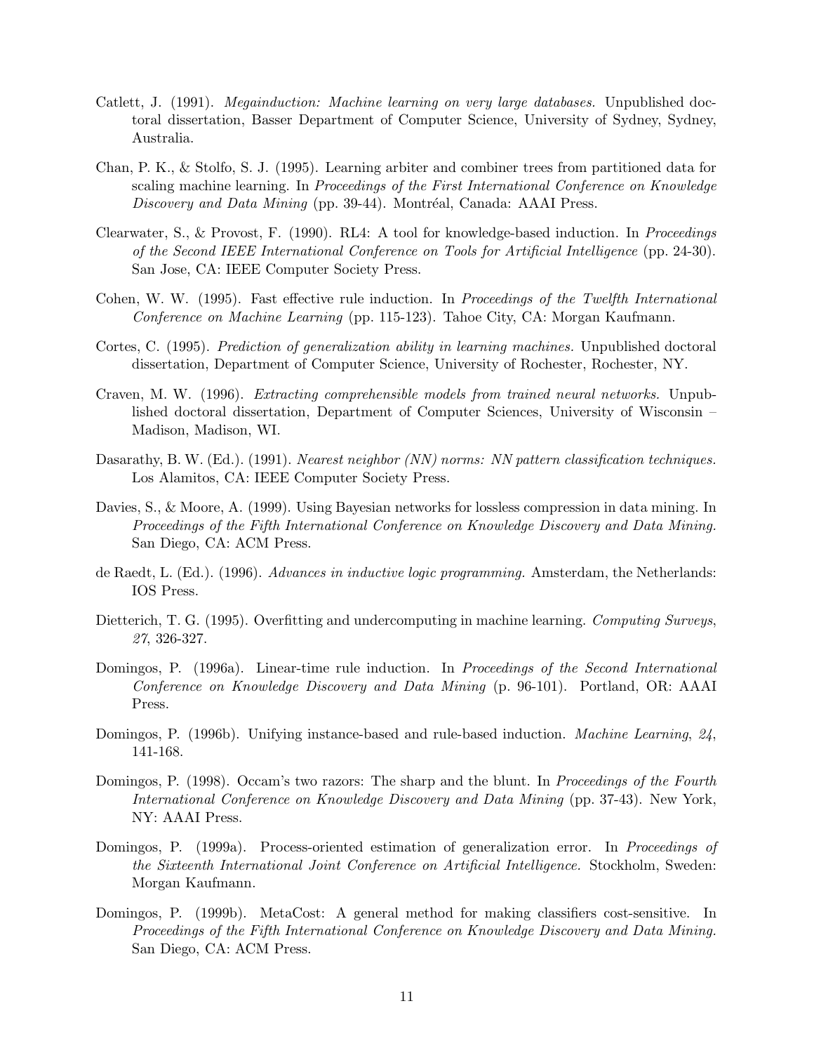Catlett, J. (1991). *Megainduction: Machine learning on very large databases.* Unpublished doctoral dissertation, Basser Department of Computer Science, University of Sydney, Sydney, Australia.

Chan, P. K., & Stolfo, S. J. (1995). Learning arbiter and combiner trees from partitioned data for scaling machine learning. In *Proceedings of the First International Conference on Knowledge Discovery and Data Mining* (pp. 39-44). Montréal, Canada: AAAI Press.

Clearwater, S., & Provost, F. (1990). RL4: A tool for knowledge-based induction. In *Proceedings of the Second IEEE International Conference on Tools for Artificial Intelligence* (pp. 24-30). San Jose, CA: IEEE Computer Society Press.

Cohen, W. W. (1995). Fast effective rule induction. In *Proceedings of the Twelfth International Conference on Machine Learning* (pp. 115-123). Tahoe City, CA: Morgan Kaufmann.

Cortes, C. (1995). *Prediction of generalization ability in learning machines.* Unpublished doctoral dissertation, Department of Computer Science, University of Rochester, Rochester, NY.

Craven, M. W. (1996). *Extracting comprehensible models from trained neural networks.* Unpublished doctoral dissertation, Department of Computer Sciences, University of Wisconsin – Madison, Madison, WI.

Dasarathy, B. W. (Ed.). (1991). *Nearest neighbor (NN) norms: NN pattern classification techniques.* Los Alamitos, CA: IEEE Computer Society Press.

Davies, S., & Moore, A. (1999). Using Bayesian networks for lossless compression in data mining. In *Proceedings of the Fifth International Conference on Knowledge Discovery and Data Mining.* San Diego, CA: ACM Press.

de Raedt, L. (Ed.). (1996). *Advances in inductive logic programming.* Amsterdam, the Netherlands: IOS Press.

Dietterich, T. G. (1995). Overfitting and undercomputing in machine learning. *Computing Surveys*, *27*, 326-327.

Domingos, P. (1996a). Linear-time rule induction. In *Proceedings of the Second International Conference on Knowledge Discovery and Data Mining* (p. 96-101). Portland, OR: AAAI Press.

Domingos, P. (1996b). Unifying instance-based and rule-based induction. *Machine Learning*, *24*, 141-168.

Domingos, P. (1998). Occam's two razors: The sharp and the blunt. In *Proceedings of the Fourth International Conference on Knowledge Discovery and Data Mining* (pp. 37-43). New York, NY: AAAI Press.

Domingos, P. (1999a). Process-oriented estimation of generalization error. In *Proceedings of the Sixteenth International Joint Conference on Artificial Intelligence.* Stockholm, Sweden: Morgan Kaufmann.

Domingos, P. (1999b). MetaCost: A general method for making classifiers cost-sensitive. In *Proceedings of the Fifth International Conference on Knowledge Discovery and Data Mining.* San Diego, CA: ACM Press.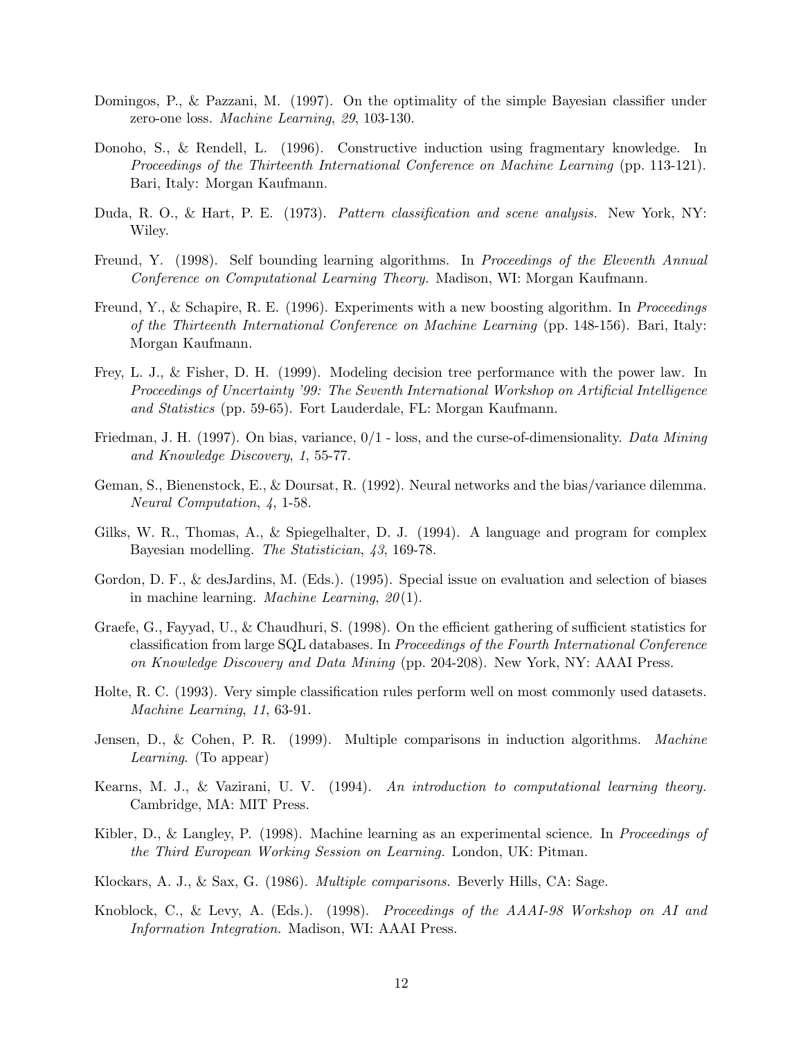Domingos, P., & Pazzani, M. (1997). On the optimality of the simple Bayesian classifier under zero-one loss. *Machine Learning*, *29*, 103-130.

Donoho, S., & Rendell, L. (1996). Constructive induction using fragmentary knowledge. In *Proceedings of the Thirteenth International Conference on Machine Learning* (pp. 113-121). Bari, Italy: Morgan Kaufmann.

Duda, R. O., & Hart, P. E. (1973). *Pattern classification and scene analysis.* New York, NY: Wiley.

Freund, Y. (1998). Self bounding learning algorithms. In *Proceedings of the Eleventh Annual Conference on Computational Learning Theory.* Madison, WI: Morgan Kaufmann.

Freund, Y., & Schapire, R. E. (1996). Experiments with a new boosting algorithm. In *Proceedings of the Thirteenth International Conference on Machine Learning* (pp. 148-156). Bari, Italy: Morgan Kaufmann.

Frey, L. J., & Fisher, D. H. (1999). Modeling decision tree performance with the power law. In *Proceedings of Uncertainty '99: The Seventh International Workshop on Artificial Intelligence and Statistics* (pp. 59-65). Fort Lauderdale, FL: Morgan Kaufmann.

Friedman, J. H. (1997). On bias, variance, 0/1 - loss, and the curse-of-dimensionality. *Data Mining and Knowledge Discovery*, *1*, 55-77.

Geman, S., Bienenstock, E., & Doursat, R. (1992). Neural networks and the bias/variance dilemma. *Neural Computation*, *4*, 1-58.

Gilks, W. R., Thomas, A., & Spiegelhalter, D. J. (1994). A language and program for complex Bayesian modelling. *The Statistician*, *43*, 169-78.

Gordon, D. F., & desJardins, M. (Eds.). (1995). Special issue on evaluation and selection of biases in machine learning. *Machine Learning*, *20*(1).

Graefe, G., Fayyad, U., & Chaudhuri, S. (1998). On the efficient gathering of sufficient statistics for classification from large SQL databases. In *Proceedings of the Fourth International Conference on Knowledge Discovery and Data Mining* (pp. 204-208). New York, NY: AAAI Press.

Holte, R. C. (1993). Very simple classification rules perform well on most commonly used datasets. *Machine Learning*, *11*, 63-91.

Jensen, D., & Cohen, P. R. (1999). Multiple comparisons in induction algorithms. *Machine Learning*. (To appear)

Kearns, M. J., & Vazirani, U. V. (1994). *An introduction to computational learning theory.* Cambridge, MA: MIT Press.

Kibler, D., & Langley, P. (1998). Machine learning as an experimental science. In *Proceedings of the Third European Working Session on Learning.* London, UK: Pitman.

Klockars, A. J., & Sax, G. (1986). *Multiple comparisons.* Beverly Hills, CA: Sage.

Knoblock, C., & Levy, A. (Eds.). (1998). *Proceedings of the AAAI-98 Workshop on AI and Information Integration.* Madison, WI: AAAI Press.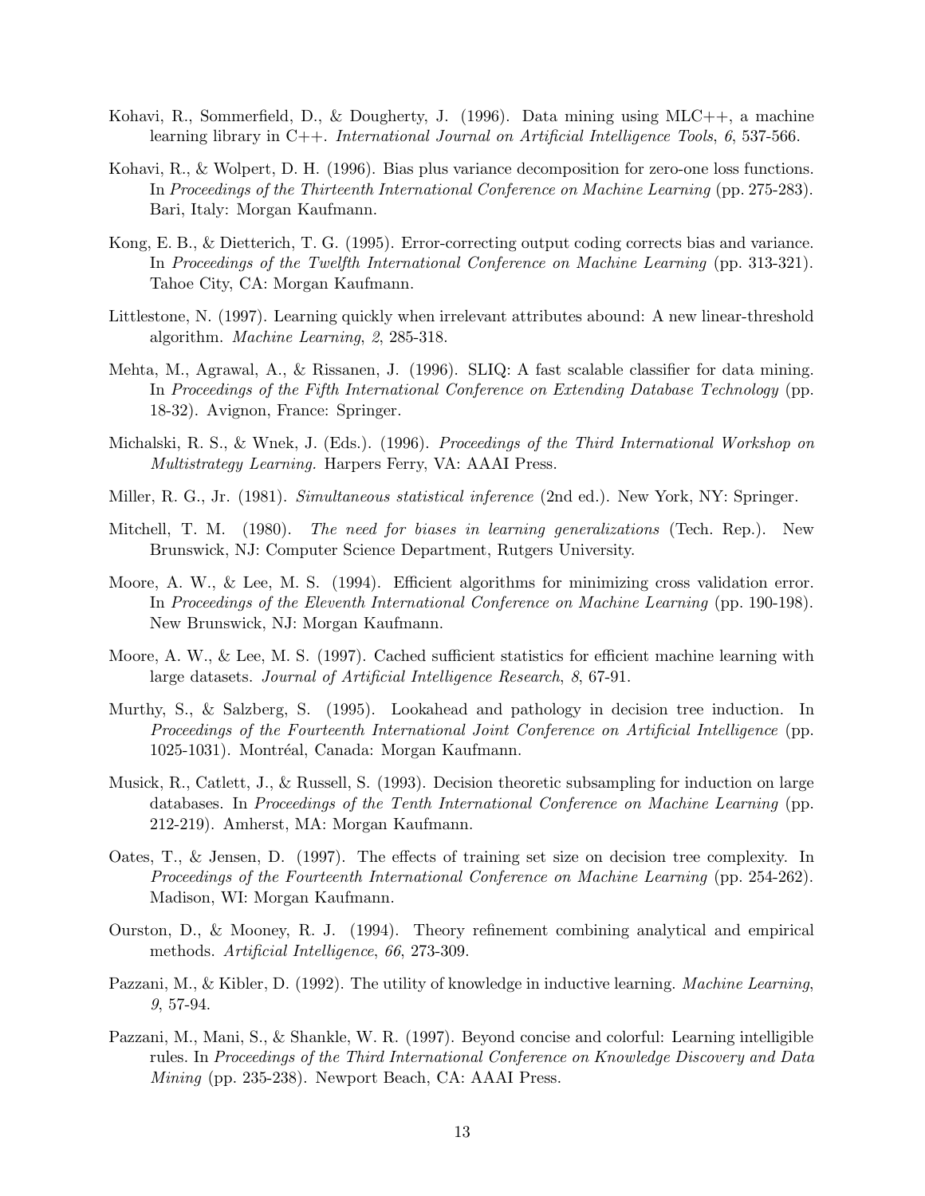Kohavi, R., Sommerfield, D., & Dougherty, J. (1996). Data mining using MLC++, a machine learning library in C++. *International Journal on Artificial Intelligence Tools*, *6*, 537-566.

Kohavi, R., & Wolpert, D. H. (1996). Bias plus variance decomposition for zero-one loss functions. In *Proceedings of the Thirteenth International Conference on Machine Learning* (pp. 275-283). Bari, Italy: Morgan Kaufmann.

Kong, E. B., & Dietterich, T. G. (1995). Error-correcting output coding corrects bias and variance. In *Proceedings of the Twelfth International Conference on Machine Learning* (pp. 313-321). Tahoe City, CA: Morgan Kaufmann.

Littlestone, N. (1997). Learning quickly when irrelevant attributes abound: A new linear-threshold algorithm. *Machine Learning*, *2*, 285-318.

Mehta, M., Agrawal, A., & Rissanen, J. (1996). SLIQ: A fast scalable classifier for data mining. In *Proceedings of the Fifth International Conference on Extending Database Technology* (pp. 18-32). Avignon, France: Springer.

Michalski, R. S., & Wnek, J. (Eds.). (1996). *Proceedings of the Third International Workshop on Multistrategy Learning.* Harpers Ferry, VA: AAAI Press.

Miller, R. G., Jr. (1981). *Simultaneous statistical inference* (2nd ed.). New York, NY: Springer.

Mitchell, T. M. (1980). *The need for biases in learning generalizations* (Tech. Rep.). New Brunswick, NJ: Computer Science Department, Rutgers University.

Moore, A. W., & Lee, M. S. (1994). Efficient algorithms for minimizing cross validation error. In *Proceedings of the Eleventh International Conference on Machine Learning* (pp. 190-198). New Brunswick, NJ: Morgan Kaufmann.

Moore, A. W., & Lee, M. S. (1997). Cached sufficient statistics for efficient machine learning with large datasets. *Journal of Artificial Intelligence Research*, *8*, 67-91.

Murthy, S., & Salzberg, S. (1995). Lookahead and pathology in decision tree induction. In *Proceedings of the Fourteenth International Joint Conference on Artificial Intelligence* (pp. 1025-1031). Montréal, Canada: Morgan Kaufmann.

Musick, R., Catlett, J., & Russell, S. (1993). Decision theoretic subsampling for induction on large databases. In *Proceedings of the Tenth International Conference on Machine Learning* (pp. 212-219). Amherst, MA: Morgan Kaufmann.

Oates, T., & Jensen, D. (1997). The effects of training set size on decision tree complexity. In *Proceedings of the Fourteenth International Conference on Machine Learning* (pp. 254-262). Madison, WI: Morgan Kaufmann.

Ourston, D., & Mooney, R. J. (1994). Theory refinement combining analytical and empirical methods. *Artificial Intelligence*, *66*, 273-309.

Pazzani, M., & Kibler, D. (1992). The utility of knowledge in inductive learning. *Machine Learning*, *9*, 57-94.

Pazzani, M., Mani, S., & Shankle, W. R. (1997). Beyond concise and colorful: Learning intelligible rules. In *Proceedings of the Third International Conference on Knowledge Discovery and Data Mining* (pp. 235-238). Newport Beach, CA: AAAI Press.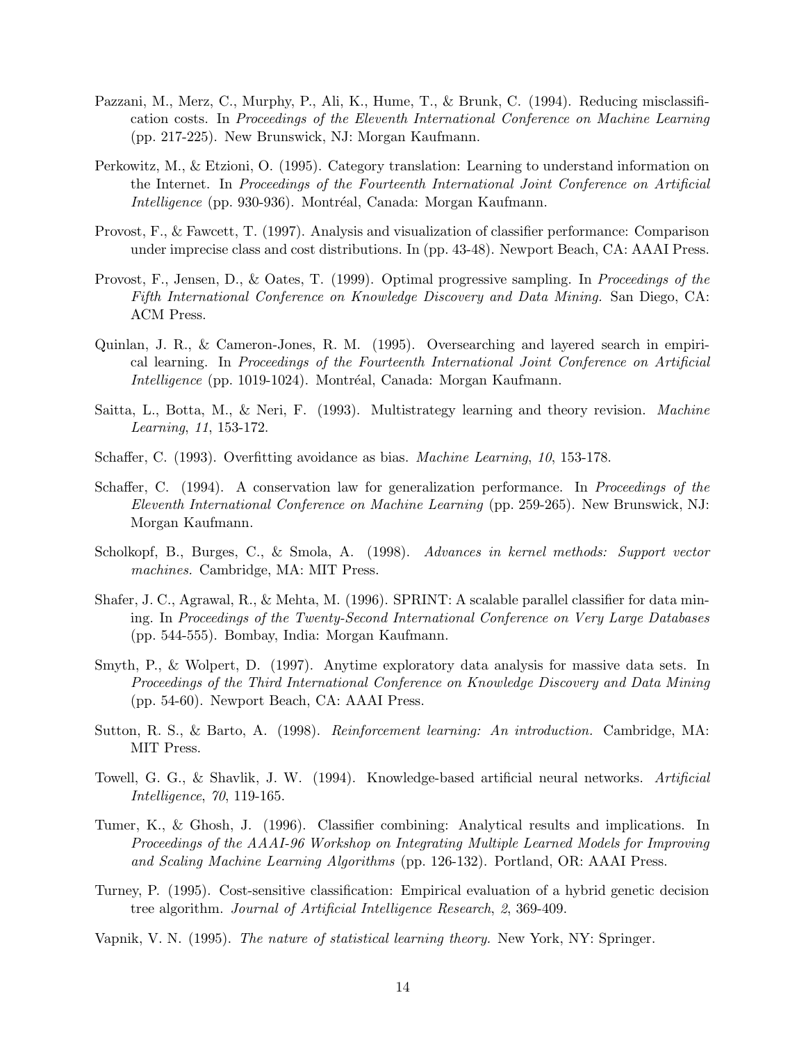Pazzani, M., Merz, C., Murphy, P., Ali, K., Hume, T., & Brunk, C. (1994). Reducing misclassification costs. In *Proceedings of the Eleventh International Conference on Machine Learning* (pp. 217-225). New Brunswick, NJ: Morgan Kaufmann.

Perkowitz, M., & Etzioni, O. (1995). Category translation: Learning to understand information on the Internet. In *Proceedings of the Fourteenth International Joint Conference on Artificial Intelligence* (pp. 930-936). Montréal, Canada: Morgan Kaufmann.

Provost, F., & Fawcett, T. (1997). Analysis and visualization of classifier performance: Comparison under imprecise class and cost distributions. In (pp. 43-48). Newport Beach, CA: AAAI Press.

Provost, F., Jensen, D., & Oates, T. (1999). Optimal progressive sampling. In *Proceedings of the Fifth International Conference on Knowledge Discovery and Data Mining.* San Diego, CA: ACM Press.

Quinlan, J. R., & Cameron-Jones, R. M. (1995). Oversearching and layered search in empirical learning. In *Proceedings of the Fourteenth International Joint Conference on Artificial Intelligence* (pp. 1019-1024). Montréal, Canada: Morgan Kaufmann.

Saitta, L., Botta, M., & Neri, F. (1993). Multistrategy learning and theory revision. *Machine Learning*, *11*, 153-172.

Schaffer, C. (1993). Overfitting avoidance as bias. *Machine Learning*, *10*, 153-178.

Schaffer, C. (1994). A conservation law for generalization performance. In *Proceedings of the Eleventh International Conference on Machine Learning* (pp. 259-265). New Brunswick, NJ: Morgan Kaufmann.

Scholkopf, B., Burges, C., & Smola, A. (1998). *Advances in kernel methods: Support vector machines.* Cambridge, MA: MIT Press.

Shafer, J. C., Agrawal, R., & Mehta, M. (1996). SPRINT: A scalable parallel classifier for data mining. In *Proceedings of the Twenty-Second International Conference on Very Large Databases* (pp. 544-555). Bombay, India: Morgan Kaufmann.

Smyth, P., & Wolpert, D. (1997). Anytime exploratory data analysis for massive data sets. In *Proceedings of the Third International Conference on Knowledge Discovery and Data Mining* (pp. 54-60). Newport Beach, CA: AAAI Press.

Sutton, R. S., & Barto, A. (1998). *Reinforcement learning: An introduction.* Cambridge, MA: MIT Press.

Towell, G. G., & Shavlik, J. W. (1994). Knowledge-based artificial neural networks. *Artificial Intelligence*, *70*, 119-165.

Tumer, K., & Ghosh, J. (1996). Classifier combining: Analytical results and implications. In *Proceedings of the AAAI-96 Workshop on Integrating Multiple Learned Models for Improving and Scaling Machine Learning Algorithms* (pp. 126-132). Portland, OR: AAAI Press.

Turney, P. (1995). Cost-sensitive classification: Empirical evaluation of a hybrid genetic decision tree algorithm. *Journal of Artificial Intelligence Research*, *2*, 369-409.

Vapnik, V. N. (1995). *The nature of statistical learning theory.* New York, NY: Springer.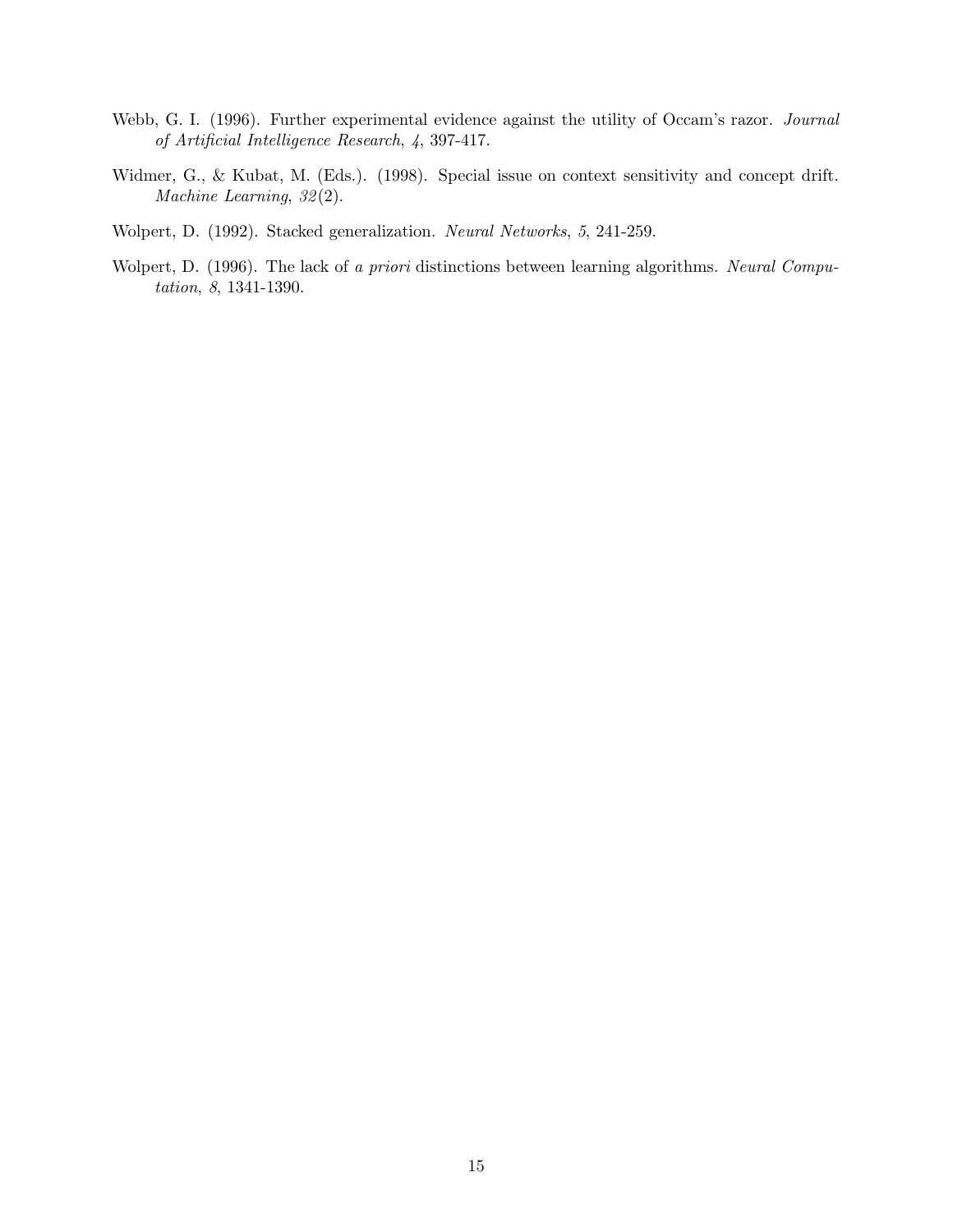Webb, G. I. (1996). Further experimental evidence against the utility of Occam's razor. *Journal of Artificial Intelligence Research*, *4*, 397-417.

Widmer, G., & Kubat, M. (Eds.). (1998). Special issue on context sensitivity and concept drift. *Machine Learning*, *32*(2).

Wolpert, D. (1992). Stacked generalization. *Neural Networks*, *5*, 241-259.

Wolpert, D. (1996). The lack of *a priori* distinctions between learning algorithms. *Neural Computation*, *8*, 1341-1390.